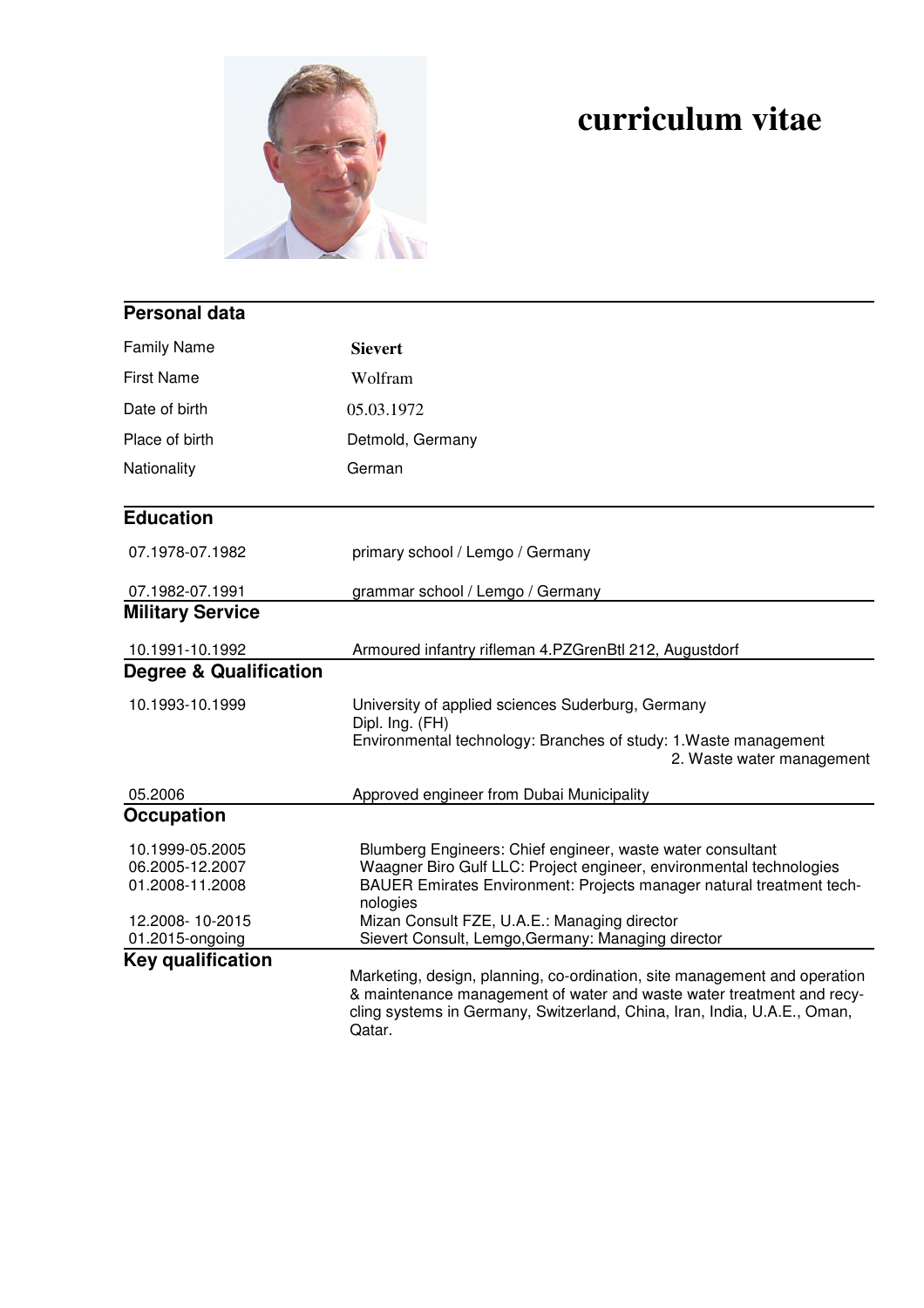# curriculum vitae

## Personal data

| | |
|---|---|
| Family Name | **Sievert** |
| First Name | Wolfram |
| Date of birth | 05.03.1972 |
| Place of birth | Detmold, Germany |
| Nationality | German |

## Education

| | |
|---|---|
| 07.1978-07.1982 | primary school / Lemgo / Germany |
| 07.1982-07.1991 | grammar school / Lemgo / Germany |

## Military Service

| | |
|---|---|
| 10.1991-10.1992 | Armoured infantry rifleman 4.PZGrenBtl 212, Augustdorf |

## Degree & Qualification

| | |
|---|---|
| 10.1993-10.1999 | University of applied sciences Suderburg, Germany<br>Dipl. Ing. (FH)<br>Environmental technology: Branches of study: 1.Waste management<br>2. Waste water management |
| 05.2006 | Approved engineer from Dubai Municipality |

## Occupation

| | |
|---|---|
| 10.1999-05.2005 | Blumberg Engineers: Chief engineer, waste water consultant |
| 06.2005-12.2007 | Waagner Biro Gulf LLC: Project engineer, environmental technologies |
| 01.2008-11.2008 | BAUER Emirates Environment: Projects manager natural treatment technologies |
| 12.2008- 10-2015 | Mizan Consult FZE, U.A.E.: Managing director |
| 01.2015-ongoing | Sievert Consult, Lemgo,Germany: Managing director |

## Key qualification

Marketing, design, planning, co-ordination, site management and operation & maintenance management of water and waste water treatment and recycling systems in Germany, Switzerland, China, Iran, India, U.A.E., Oman, Qatar.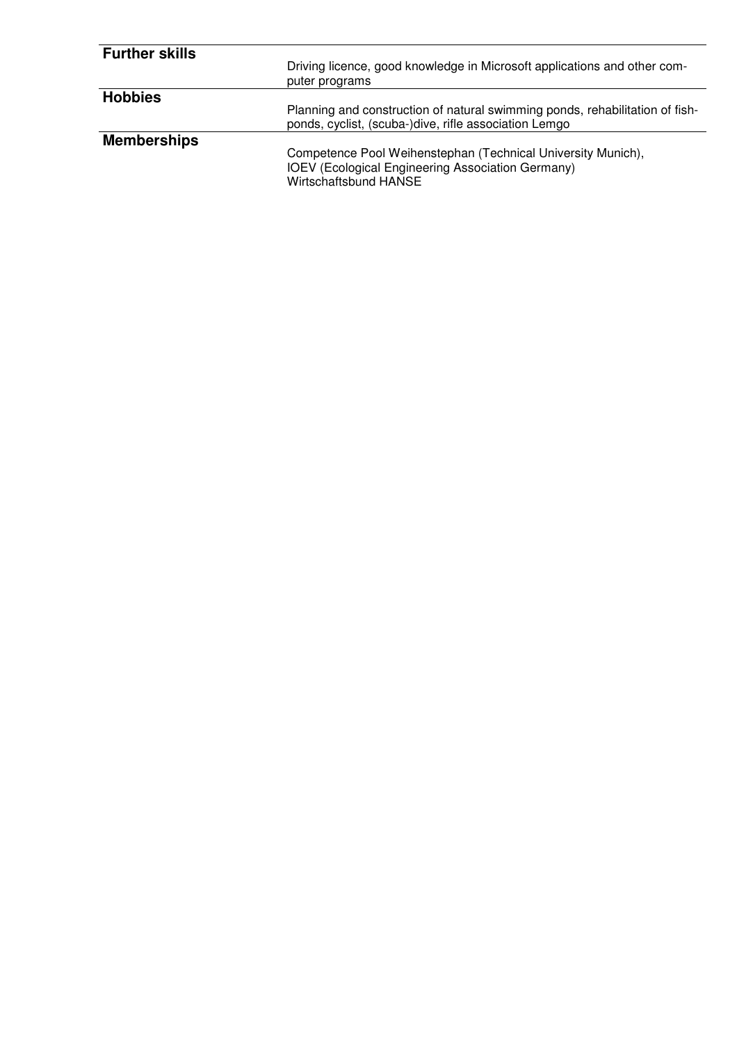## Further skills

Driving licence, good knowledge in Microsoft applications and other computer programs

## Hobbies

Planning and construction of natural swimming ponds, rehabilitation of fish-ponds, cyclist, (scuba-)dive, rifle association Lemgo

## Memberships

Competence Pool Weihenstephan (Technical University Munich),
IOEV (Ecological Engineering Association Germany)
Wirtschaftsbund HANSE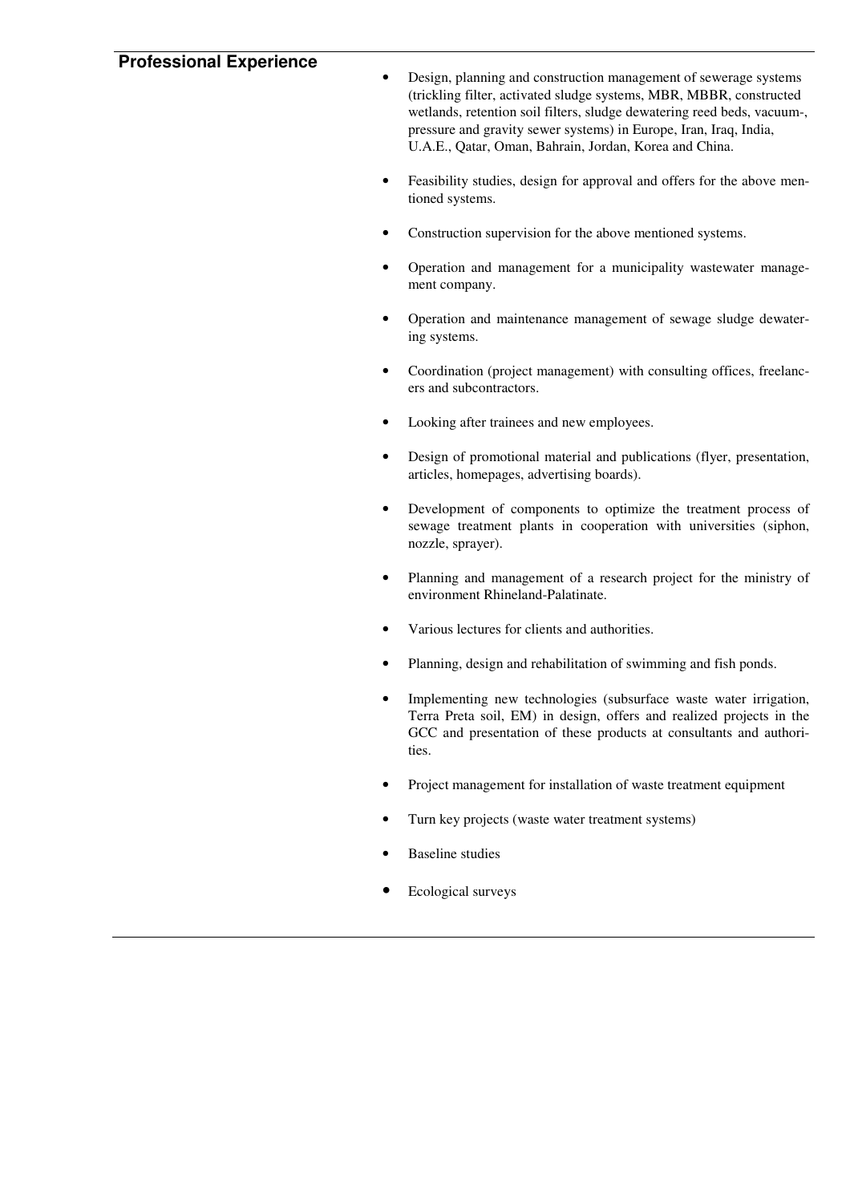## Professional Experience

- Design, planning and construction management of sewerage systems (trickling filter, activated sludge systems, MBR, MBBR, constructed wetlands, retention soil filters, sludge dewatering reed beds, vacuum-, pressure and gravity sewer systems) in Europe, Iran, Iraq, India, U.A.E., Qatar, Oman, Bahrain, Jordan, Korea and China.
- Feasibility studies, design for approval and offers for the above mentioned systems.
- Construction supervision for the above mentioned systems.
- Operation and management for a municipality wastewater management company.
- Operation and maintenance management of sewage sludge dewatering systems.
- Coordination (project management) with consulting offices, freelancers and subcontractors.
- Looking after trainees and new employees.
- Design of promotional material and publications (flyer, presentation, articles, homepages, advertising boards).
- Development of components to optimize the treatment process of sewage treatment plants in cooperation with universities (siphon, nozzle, sprayer).
- Planning and management of a research project for the ministry of environment Rhineland-Palatinate.
- Various lectures for clients and authorities.
- Planning, design and rehabilitation of swimming and fish ponds.
- Implementing new technologies (subsurface waste water irrigation, Terra Preta soil, EM) in design, offers and realized projects in the GCC and presentation of these products at consultants and authorities.
- Project management for installation of waste treatment equipment
- Turn key projects (waste water treatment systems)
- Baseline studies
- Ecological surveys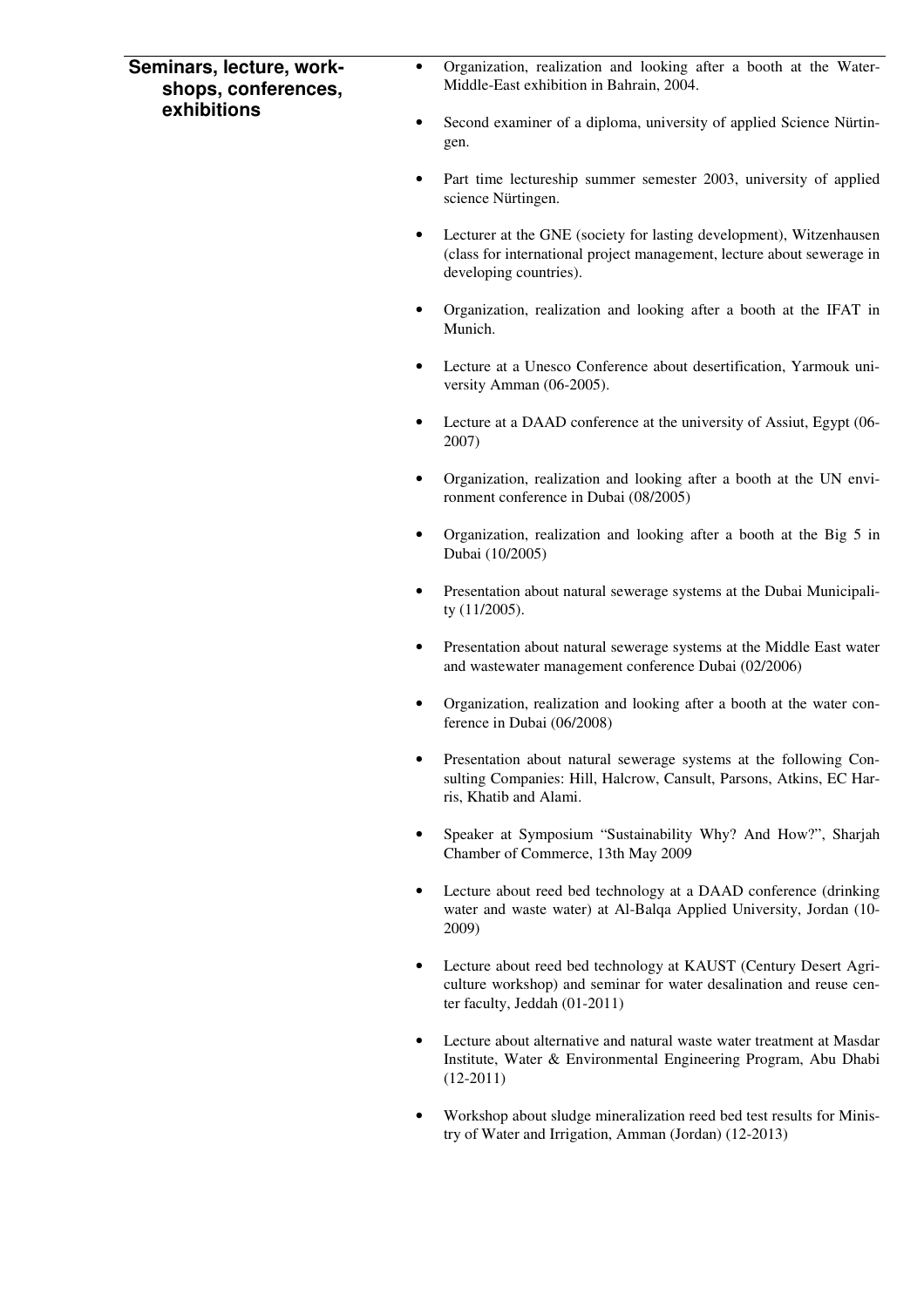## Seminars, lecture, workshops, conferences, exhibitions

- Organization, realization and looking after a booth at the Water-Middle-East exhibition in Bahrain, 2004.
- Second examiner of a diploma, university of applied Science Nürtingen.
- Part time lectureship summer semester 2003, university of applied science Nürtingen.
- Lecturer at the GNE (society for lasting development), Witzenhausen (class for international project management, lecture about sewerage in developing countries).
- Organization, realization and looking after a booth at the IFAT in Munich.
- Lecture at a Unesco Conference about desertification, Yarmouk university Amman (06-2005).
- Lecture at a DAAD conference at the university of Assiut, Egypt (06-2007)
- Organization, realization and looking after a booth at the UN environment conference in Dubai (08/2005)
- Organization, realization and looking after a booth at the Big 5 in Dubai (10/2005)
- Presentation about natural sewerage systems at the Dubai Municipality (11/2005).
- Presentation about natural sewerage systems at the Middle East water and wastewater management conference Dubai (02/2006)
- Organization, realization and looking after a booth at the water conference in Dubai (06/2008)
- Presentation about natural sewerage systems at the following Consulting Companies: Hill, Halcrow, Cansult, Parsons, Atkins, EC Harris, Khatib and Alami.
- Speaker at Symposium “Sustainability Why? And How?”, Sharjah Chamber of Commerce, 13th May 2009
- Lecture about reed bed technology at a DAAD conference (drinking water and waste water) at Al-Balqa Applied University, Jordan (10-2009)
- Lecture about reed bed technology at KAUST (Century Desert Agriculture workshop) and seminar for water desalination and reuse center faculty, Jeddah (01-2011)
- Lecture about alternative and natural waste water treatment at Masdar Institute, Water & Environmental Engineering Program, Abu Dhabi (12-2011)
- Workshop about sludge mineralization reed bed test results for Ministry of Water and Irrigation, Amman (Jordan) (12-2013)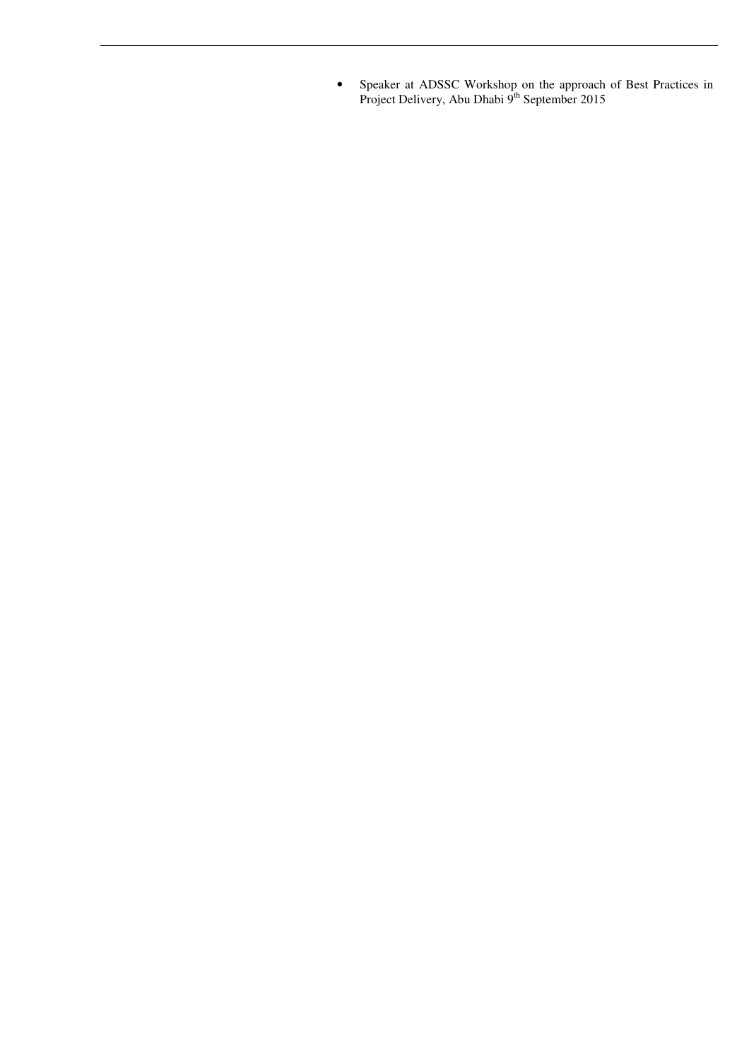- Speaker at ADSSC Workshop on the approach of Best Practices in Project Delivery, Abu Dhabi 9th September 2015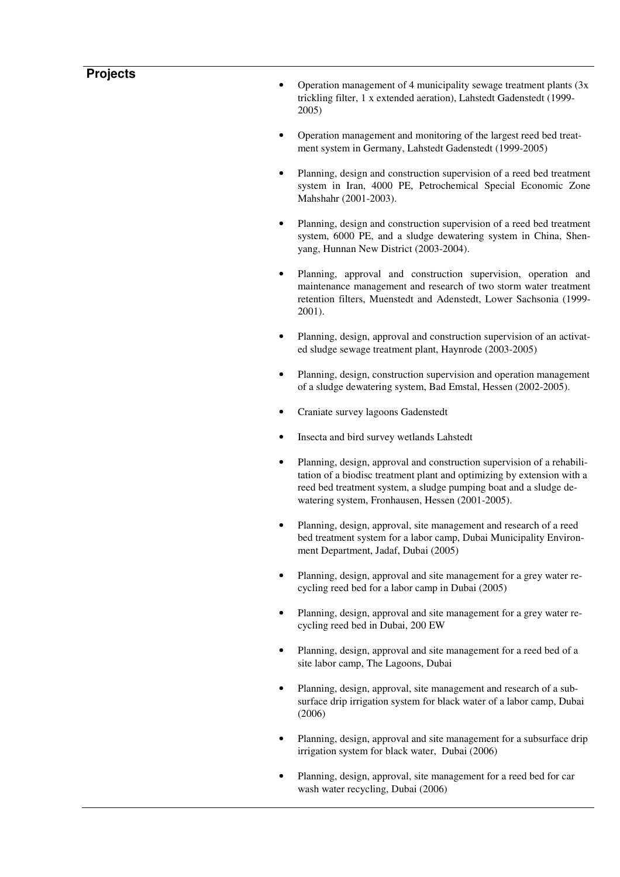## Projects

- Operation management of 4 municipality sewage treatment plants (3x trickling filter, 1 x extended aeration), Lahstedt Gadenstedt (1999-2005)
- Operation management and monitoring of the largest reed bed treatment system in Germany, Lahstedt Gadenstedt (1999-2005)
- Planning, design and construction supervision of a reed bed treatment system in Iran, 4000 PE, Petrochemical Special Economic Zone Mahshahr (2001-2003).
- Planning, design and construction supervision of a reed bed treatment system, 6000 PE, and a sludge dewatering system in China, Shenyang, Hunnan New District (2003-2004).
- Planning, approval and construction supervision, operation and maintenance management and research of two storm water treatment retention filters, Muenstedt and Adenstedt, Lower Sachsonia (1999-2001).
- Planning, design, approval and construction supervision of an activated sludge sewage treatment plant, Haynrode (2003-2005)
- Planning, design, construction supervision and operation management of a sludge dewatering system, Bad Emstal, Hessen (2002-2005).
- Craniate survey lagoons Gadenstedt
- Insecta and bird survey wetlands Lahstedt
- Planning, design, approval and construction supervision of a rehabilitation of a biodisc treatment plant and optimizing by extension with a reed bed treatment system, a sludge pumping boat and a sludge dewatering system, Fronhausen, Hessen (2001-2005).
- Planning, design, approval, site management and research of a reed bed treatment system for a labor camp, Dubai Municipality Environment Department, Jadaf, Dubai (2005)
- Planning, design, approval and site management for a grey water recycling reed bed for a labor camp in Dubai (2005)
- Planning, design, approval and site management for a grey water recycling reed bed in Dubai, 200 EW
- Planning, design, approval and site management for a reed bed of a site labor camp, The Lagoons, Dubai
- Planning, design, approval, site management and research of a subsurface drip irrigation system for black water of a labor camp, Dubai (2006)
- Planning, design, approval and site management for a subsurface drip irrigation system for black water, Dubai (2006)
- Planning, design, approval, site management for a reed bed for car wash water recycling, Dubai (2006)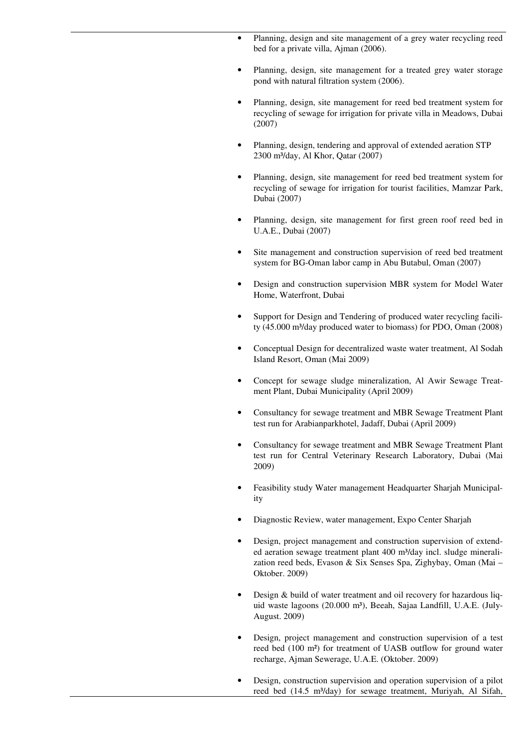- Planning, design and site management of a grey water recycling reed bed for a private villa, Ajman (2006).

- Planning, design, site management for a treated grey water storage pond with natural filtration system (2006).

- Planning, design, site management for reed bed treatment system for recycling of sewage for irrigation for private villa in Meadows, Dubai (2007)

- Planning, design, tendering and approval of extended aeration STP 2300 m³/day, Al Khor, Qatar (2007)

- Planning, design, site management for reed bed treatment system for recycling of sewage for irrigation for tourist facilities, Mamzar Park, Dubai (2007)

- Planning, design, site management for first green roof reed bed in U.A.E., Dubai (2007)

- Site management and construction supervision of reed bed treatment system for BG-Oman labor camp in Abu Butabul, Oman (2007)

- Design and construction supervision MBR system for Model Water Home, Waterfront, Dubai

- Support for Design and Tendering of produced water recycling facility (45.000 m³/day produced water to biomass) for PDO, Oman (2008)

- Conceptual Design for decentralized waste water treatment, Al Sodah Island Resort, Oman (Mai 2009)

- Concept for sewage sludge mineralization, Al Awir Sewage Treatment Plant, Dubai Municipality (April 2009)

- Consultancy for sewage treatment and MBR Sewage Treatment Plant test run for Arabianparkhotel, Jadaff, Dubai (April 2009)

- Consultancy for sewage treatment and MBR Sewage Treatment Plant test run for Central Veterinary Research Laboratory, Dubai (Mai 2009)

- Feasibility study Water management Headquarter Sharjah Municipality

- Diagnostic Review, water management, Expo Center Sharjah

- Design, project management and construction supervision of extended aeration sewage treatment plant 400 m³/day incl. sludge mineralization reed beds, Evason & Six Senses Spa, Zighybay, Oman (Mai – Oktober. 2009)

- Design & build of water treatment and oil recovery for hazardous liquid waste lagoons (20.000 m³), Beeah, Sajaa Landfill, U.A.E. (July-August. 2009)

- Design, project management and construction supervision of a test reed bed (100 m²) for treatment of UASB outflow for ground water recharge, Ajman Sewerage, U.A.E. (Oktober. 2009)

- Design, construction supervision and operation supervision of a pilot reed bed (14.5 m³/day) for sewage treatment, Muriyah, Al Sifah,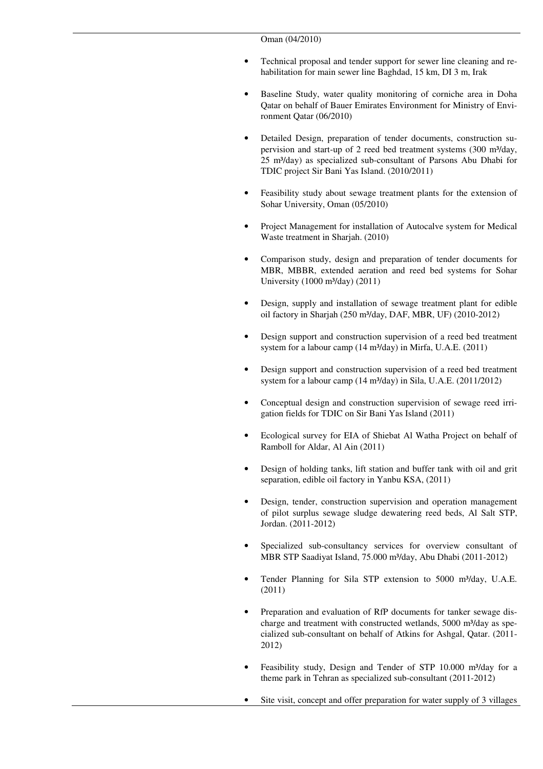Oman (04/2010)

- Technical proposal and tender support for sewer line cleaning and rehabilitation for main sewer line Baghdad, 15 km, DI 3 m, Irak
- Baseline Study, water quality monitoring of corniche area in Doha Qatar on behalf of Bauer Emirates Environment for Ministry of Environment Qatar (06/2010)
- Detailed Design, preparation of tender documents, construction supervision and start-up of 2 reed bed treatment systems (300 m³/day, 25 m³/day) as specialized sub-consultant of Parsons Abu Dhabi for TDIC project Sir Bani Yas Island. (2010/2011)
- Feasibility study about sewage treatment plants for the extension of Sohar University, Oman (05/2010)
- Project Management for installation of Autocalve system for Medical Waste treatment in Sharjah. (2010)
- Comparison study, design and preparation of tender documents for MBR, MBBR, extended aeration and reed bed systems for Sohar University (1000 m³/day) (2011)
- Design, supply and installation of sewage treatment plant for edible oil factory in Sharjah (250 m³/day, DAF, MBR, UF) (2010-2012)
- Design support and construction supervision of a reed bed treatment system for a labour camp (14 m³/day) in Mirfa, U.A.E. (2011)
- Design support and construction supervision of a reed bed treatment system for a labour camp (14 m³/day) in Sila, U.A.E. (2011/2012)
- Conceptual design and construction supervision of sewage reed irrigation fields for TDIC on Sir Bani Yas Island (2011)
- Ecological survey for EIA of Shiebat Al Watha Project on behalf of Ramboll for Aldar, Al Ain (2011)
- Design of holding tanks, lift station and buffer tank with oil and grit separation, edible oil factory in Yanbu KSA, (2011)
- Design, tender, construction supervision and operation management of pilot surplus sewage sludge dewatering reed beds, Al Salt STP, Jordan. (2011-2012)
- Specialized sub-consultancy services for overview consultant of MBR STP Saadiyat Island, 75.000 m³/day, Abu Dhabi (2011-2012)
- Tender Planning for Sila STP extension to 5000 m³/day, U.A.E. (2011)
- Preparation and evaluation of RfP documents for tanker sewage discharge and treatment with constructed wetlands, 5000 m³/day as specialized sub-consultant on behalf of Atkins for Ashgal, Qatar. (2011-2012)
- Feasibility study, Design and Tender of STP 10.000 m³/day for a theme park in Tehran as specialized sub-consultant (2011-2012)
- Site visit, concept and offer preparation for water supply of 3 villages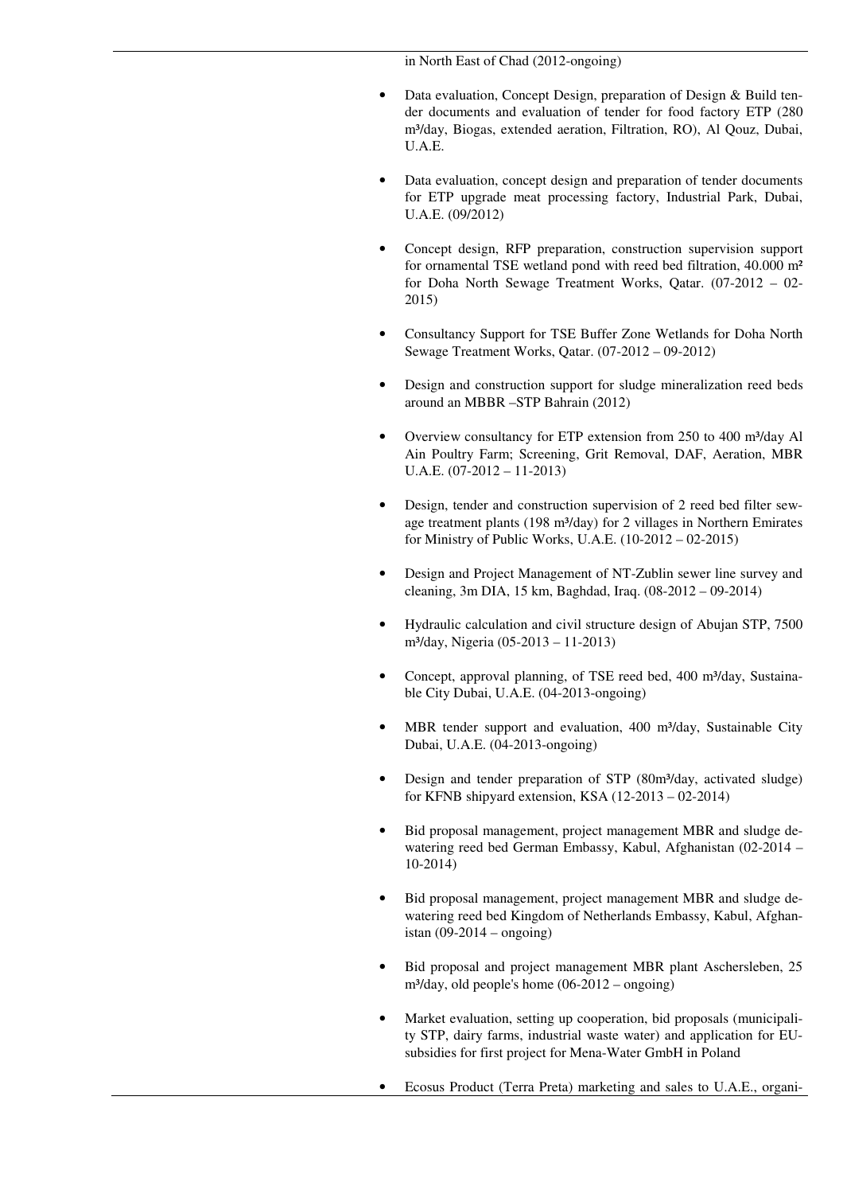in North East of Chad (2012-ongoing)

- Data evaluation, Concept Design, preparation of Design & Build tender documents and evaluation of tender for food factory ETP (280 m³/day, Biogas, extended aeration, Filtration, RO), Al Qouz, Dubai, U.A.E.

- Data evaluation, concept design and preparation of tender documents for ETP upgrade meat processing factory, Industrial Park, Dubai, U.A.E. (09/2012)

- Concept design, RFP preparation, construction supervision support for ornamental TSE wetland pond with reed bed filtration, 40.000 m² for Doha North Sewage Treatment Works, Qatar. (07-2012 – 02-2015)

- Consultancy Support for TSE Buffer Zone Wetlands for Doha North Sewage Treatment Works, Qatar. (07-2012 – 09-2012)

- Design and construction support for sludge mineralization reed beds around an MBBR –STP Bahrain (2012)

- Overview consultancy for ETP extension from 250 to 400 m³/day Al Ain Poultry Farm; Screening, Grit Removal, DAF, Aeration, MBR U.A.E. (07-2012 – 11-2013)

- Design, tender and construction supervision of 2 reed bed filter sewage treatment plants (198 m³/day) for 2 villages in Northern Emirates for Ministry of Public Works, U.A.E. (10-2012 – 02-2015)

- Design and Project Management of NT-Zublin sewer line survey and cleaning, 3m DIA, 15 km, Baghdad, Iraq. (08-2012 – 09-2014)

- Hydraulic calculation and civil structure design of Abujan STP, 7500 m³/day, Nigeria (05-2013 – 11-2013)

- Concept, approval planning, of TSE reed bed, 400 m³/day, Sustainable City Dubai, U.A.E. (04-2013-ongoing)

- MBR tender support and evaluation, 400 m³/day, Sustainable City Dubai, U.A.E. (04-2013-ongoing)

- Design and tender preparation of STP (80m³/day, activated sludge) for KFNB shipyard extension, KSA (12-2013 – 02-2014)

- Bid proposal management, project management MBR and sludge dewatering reed bed German Embassy, Kabul, Afghanistan (02-2014 – 10-2014)

- Bid proposal management, project management MBR and sludge dewatering reed bed Kingdom of Netherlands Embassy, Kabul, Afghanistan (09-2014 – ongoing)

- Bid proposal and project management MBR plant Aschersleben, 25 m³/day, old people's home (06-2012 – ongoing)

- Market evaluation, setting up cooperation, bid proposals (municipality STP, dairy farms, industrial waste water) and application for EU-subsidies for first project for Mena-Water GmbH in Poland

- Ecosus Product (Terra Preta) marketing and sales to U.A.E., organi-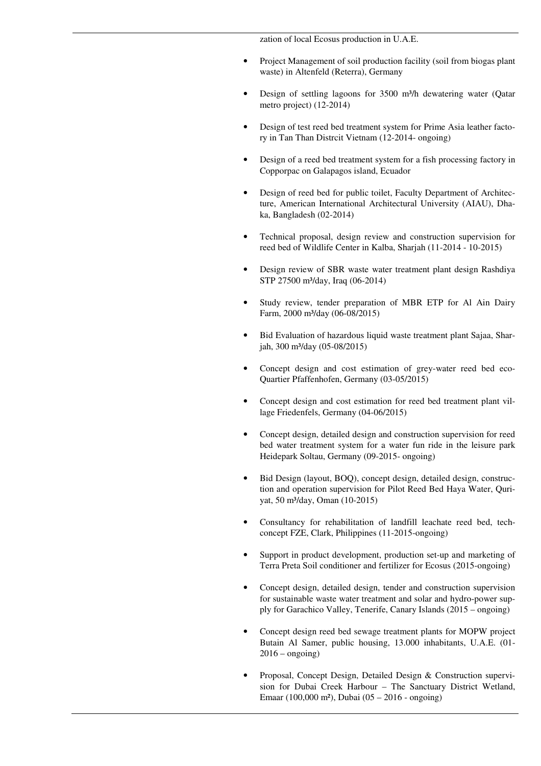zation of local Ecosus production in U.A.E.

- Project Management of soil production facility (soil from biogas plant waste) in Altenfeld (Reterra), Germany
- Design of settling lagoons for 3500 m³/h dewatering water (Qatar metro project) (12-2014)
- Design of test reed bed treatment system for Prime Asia leather factory in Tan Than Distrcit Vietnam (12-2014- ongoing)
- Design of a reed bed treatment system for a fish processing factory in Copporpac on Galapagos island, Ecuador
- Design of reed bed for public toilet, Faculty Department of Architecture, American International Architectural University (AIAU), Dhaka, Bangladesh (02-2014)
- Technical proposal, design review and construction supervision for reed bed of Wildlife Center in Kalba, Sharjah (11-2014 - 10-2015)
- Design review of SBR waste water treatment plant design Rashdiya STP 27500 m³/day, Iraq (06-2014)
- Study review, tender preparation of MBR ETP for Al Ain Dairy Farm, 2000 m³/day (06-08/2015)
- Bid Evaluation of hazardous liquid waste treatment plant Sajaa, Sharjah, 300 m³/day (05-08/2015)
- Concept design and cost estimation of grey-water reed bed eco-Quartier Pfaffenhofen, Germany (03-05/2015)
- Concept design and cost estimation for reed bed treatment plant village Friedenfels, Germany (04-06/2015)
- Concept design, detailed design and construction supervision for reed bed water treatment system for a water fun ride in the leisure park Heidepark Soltau, Germany (09-2015- ongoing)
- Bid Design (layout, BOQ), concept design, detailed design, construction and operation supervision for Pilot Reed Bed Haya Water, Quriyat, 50 m³/day, Oman (10-2015)
- Consultancy for rehabilitation of landfill leachate reed bed, tech-concept FZE, Clark, Philippines (11-2015-ongoing)
- Support in product development, production set-up and marketing of Terra Preta Soil conditioner and fertilizer for Ecosus (2015-ongoing)
- Concept design, detailed design, tender and construction supervision for sustainable waste water treatment and solar and hydro-power supply for Garachico Valley, Tenerife, Canary Islands (2015 – ongoing)
- Concept design reed bed sewage treatment plants for MOPW project Butain Al Samer, public housing, 13.000 inhabitants, U.A.E. (01-2016 – ongoing)
- Proposal, Concept Design, Detailed Design & Construction supervision for Dubai Creek Harbour – The Sanctuary District Wetland, Emaar (100,000 m²), Dubai (05 – 2016 - ongoing)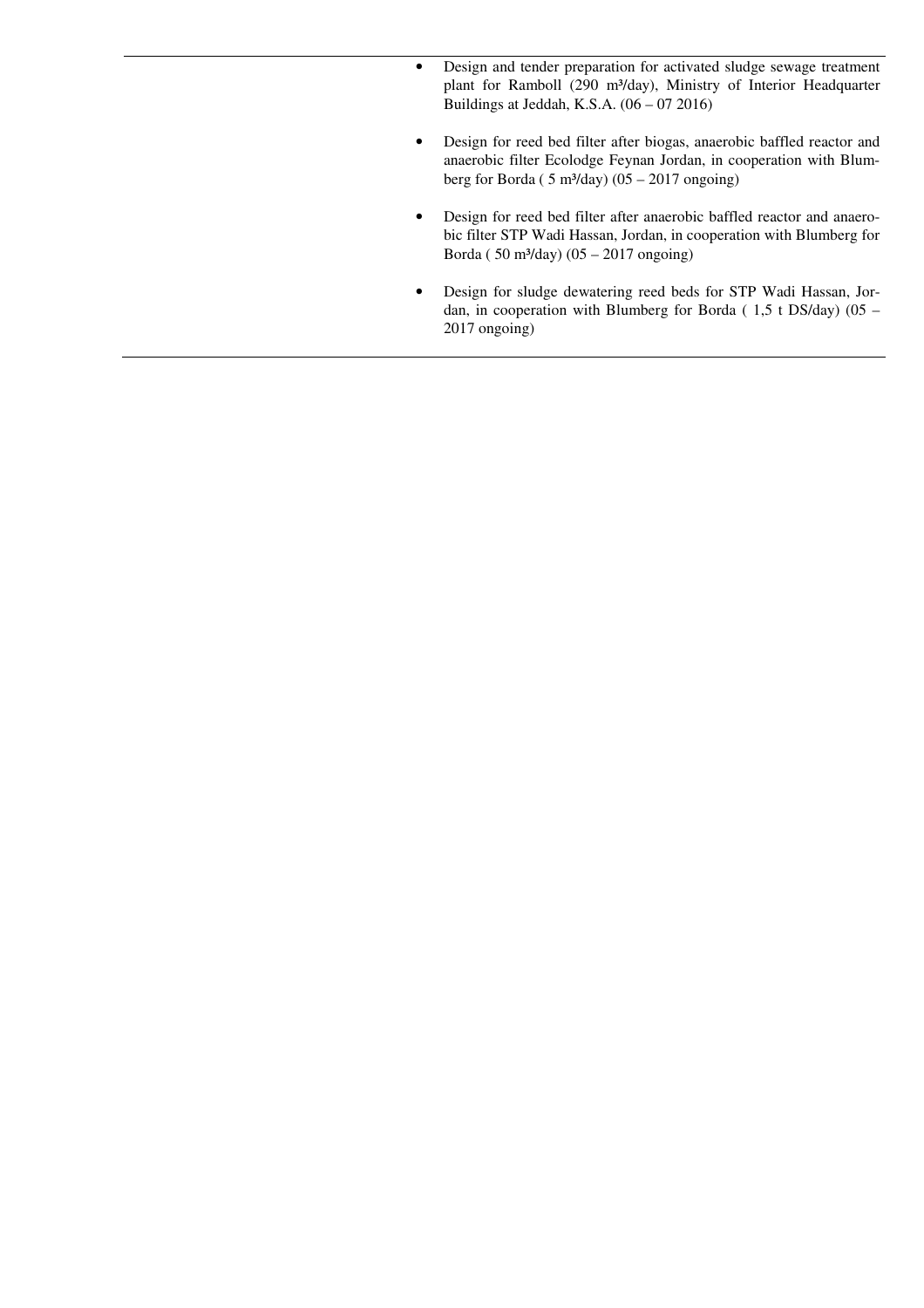- Design and tender preparation for activated sludge sewage treatment plant for Ramboll (290 m³/day), Ministry of Interior Headquarter Buildings at Jeddah, K.S.A. (06 – 07 2016)

- Design for reed bed filter after biogas, anaerobic baffled reactor and anaerobic filter Ecolodge Feynan Jordan, in cooperation with Blumberg for Borda ( 5 m³/day) (05 – 2017 ongoing)

- Design for reed bed filter after anaerobic baffled reactor and anaerobic filter STP Wadi Hassan, Jordan, in cooperation with Blumberg for Borda ( 50 m³/day) (05 – 2017 ongoing)

- Design for sludge dewatering reed beds for STP Wadi Hassan, Jordan, in cooperation with Blumberg for Borda ( 1,5 t DS/day) (05 – 2017 ongoing)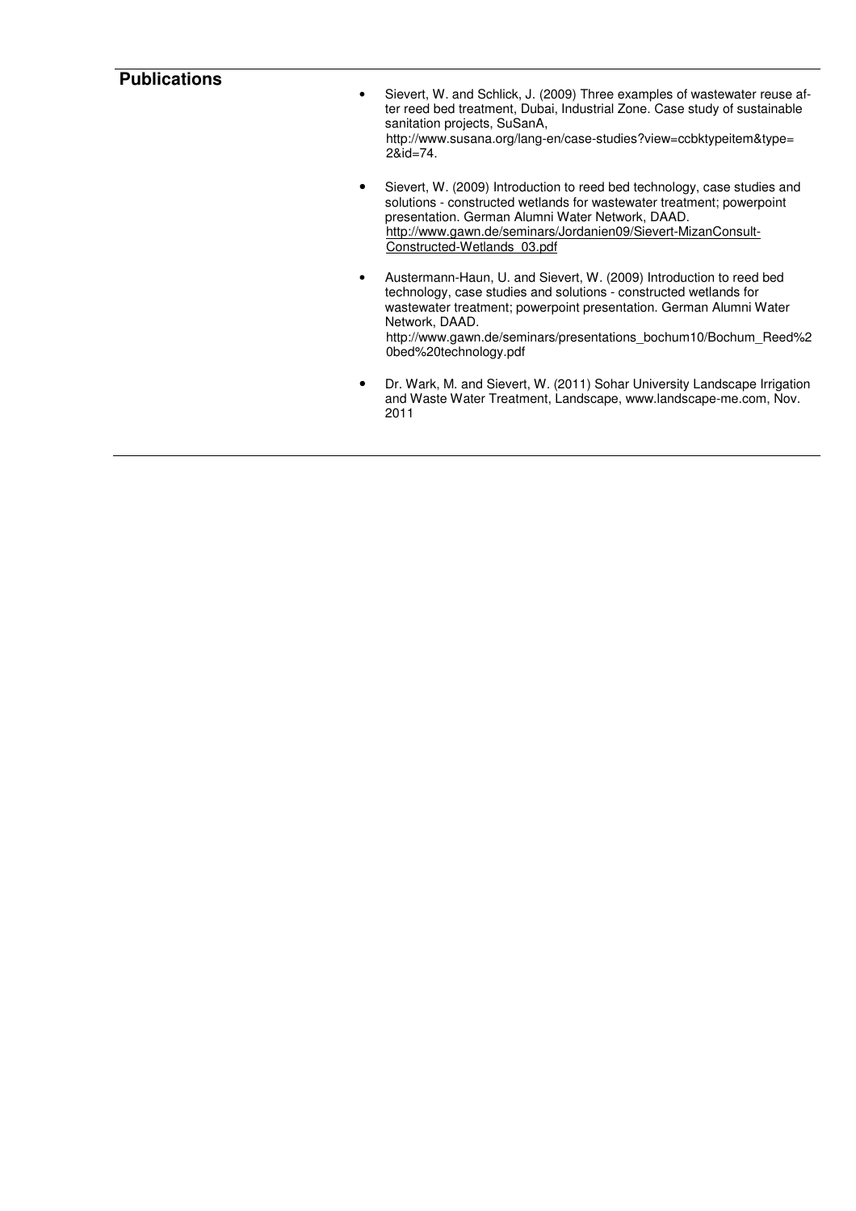## Publications

- Sievert, W. and Schlick, J. (2009) Three examples of wastewater reuse after reed bed treatment, Dubai, Industrial Zone. Case study of sustainable sanitation projects, SuSanA, http://www.susana.org/lang-en/case-studies?view=ccbktypeitem&type=2&id=74.
- Sievert, W. (2009) Introduction to reed bed technology, case studies and solutions - constructed wetlands for wastewater treatment; powerpoint presentation. German Alumni Water Network, DAAD. http://www.gawn.de/seminars/Jordanien09/Sievert-MizanConsult-Constructed-Wetlands_03.pdf
- Austermann-Haun, U. and Sievert, W. (2009) Introduction to reed bed technology, case studies and solutions - constructed wetlands for wastewater treatment; powerpoint presentation. German Alumni Water Network, DAAD. http://www.gawn.de/seminars/presentations_bochum10/Bochum_Reed%20bed%20technology.pdf
- Dr. Wark, M. and Sievert, W. (2011) Sohar University Landscape Irrigation and Waste Water Treatment, Landscape, www.landscape-me.com, Nov. 2011